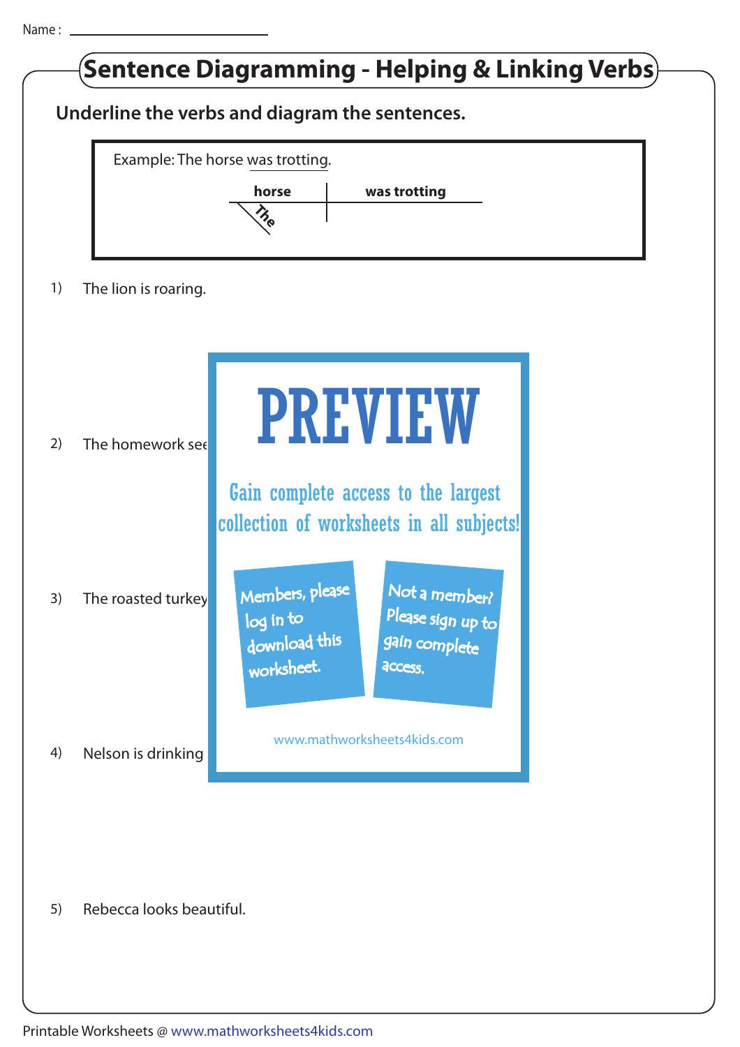Name : ______________________

# Sentence Diagramming - Helping & Linking Verbs

**Underline the verbs and diagram the sentences.**

Example: The horse was trotting.

| horse | was trotting |
|---|---|
| The | |

1) The lion is roaring.

2) The homework see

3) The roasted turkey

4) Nelson is drinking

5) Rebecca looks beautiful.

PREVIEW

Gain complete access to the largest collection of worksheets in all subjects!

Members, please log in to download this worksheet.

Not a member? Please sign up to gain complete access.

www.mathworksheets4kids.com

Printable Worksheets @ www.mathworksheets4kids.com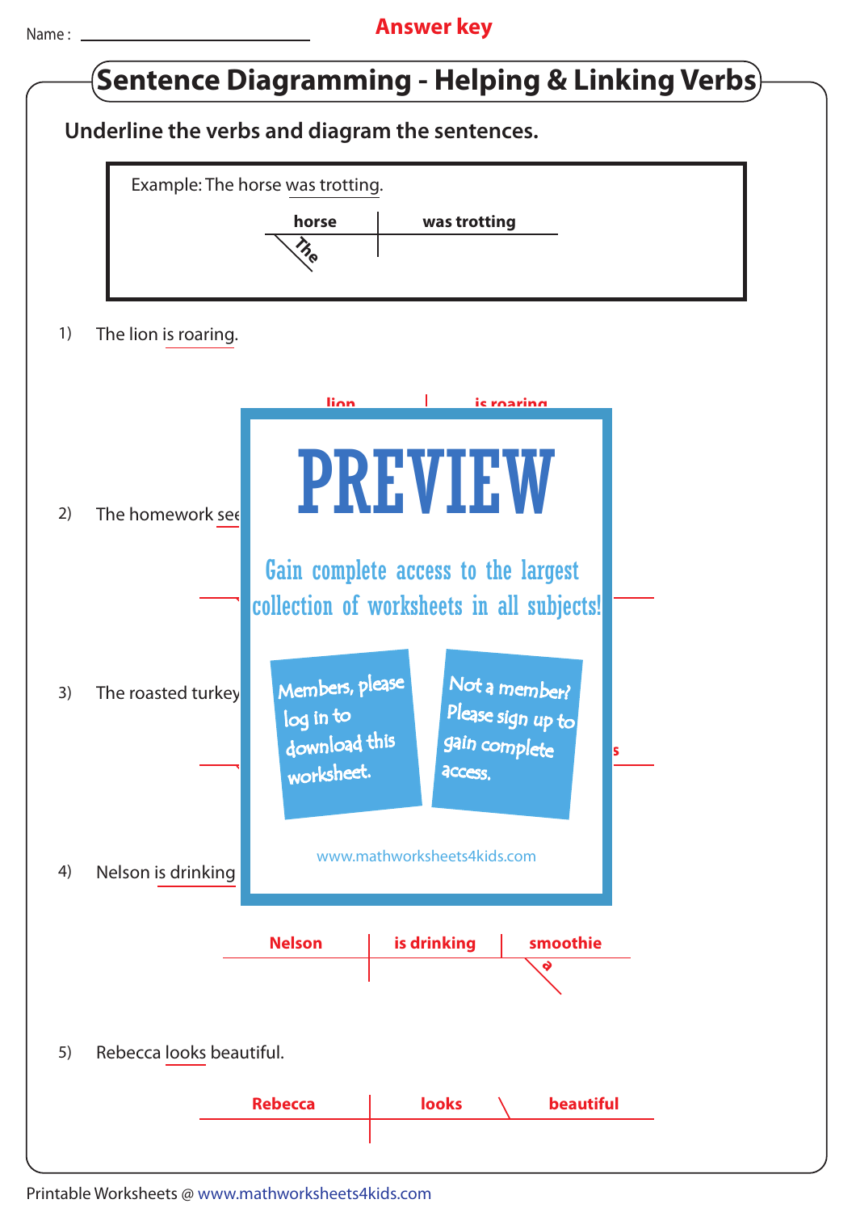Name :

**Answer key**

# Sentence Diagramming - Helping & Linking Verbs

**Underline the verbs and diagram the sentences.**

Example: The horse was trotting.

horse | was trotting
The

1) The lion is roaring.

lion | is roaring

2) The homework see

3) The roasted turkey

PREVIEW

Gain complete access to the largest collection of worksheets in all subjects!

Members, please log in to download this worksheet.

Not a member? Please sign up to gain complete access.

www.mathworksheets4kids.com

4) Nelson is drinking

Nelson | is drinking | smoothie
a

5) Rebecca looks beautiful.

Rebecca | looks \ beautiful

Printable Worksheets @ www.mathworksheets4kids.com